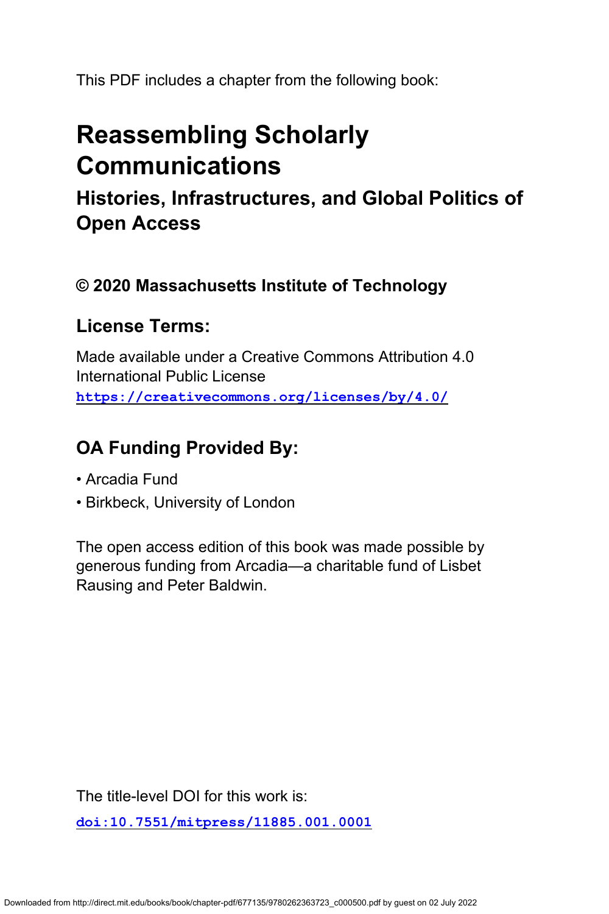This PDF includes a chapter from the following book:

# Reassembling Scholarly Communications

## Histories, Infrastructures, and Global Politics of Open Access

### © 2020 Massachusetts Institute of Technology

### License Terms:

Made available under a Creative Commons Attribution 4.0 International Public License
https://creativecommons.org/licenses/by/4.0/

### OA Funding Provided By:

- Arcadia Fund
- Birkbeck, University of London

The open access edition of this book was made possible by generous funding from Arcadia—a charitable fund of Lisbet Rausing and Peter Baldwin.

The title-level DOI for this work is:

doi:10.7551/mitpress/11885.001.0001

Downloaded from http://direct.mit.edu/books/book/chapter-pdf/677135/9780262363723_c000500.pdf by guest on 02 July 2022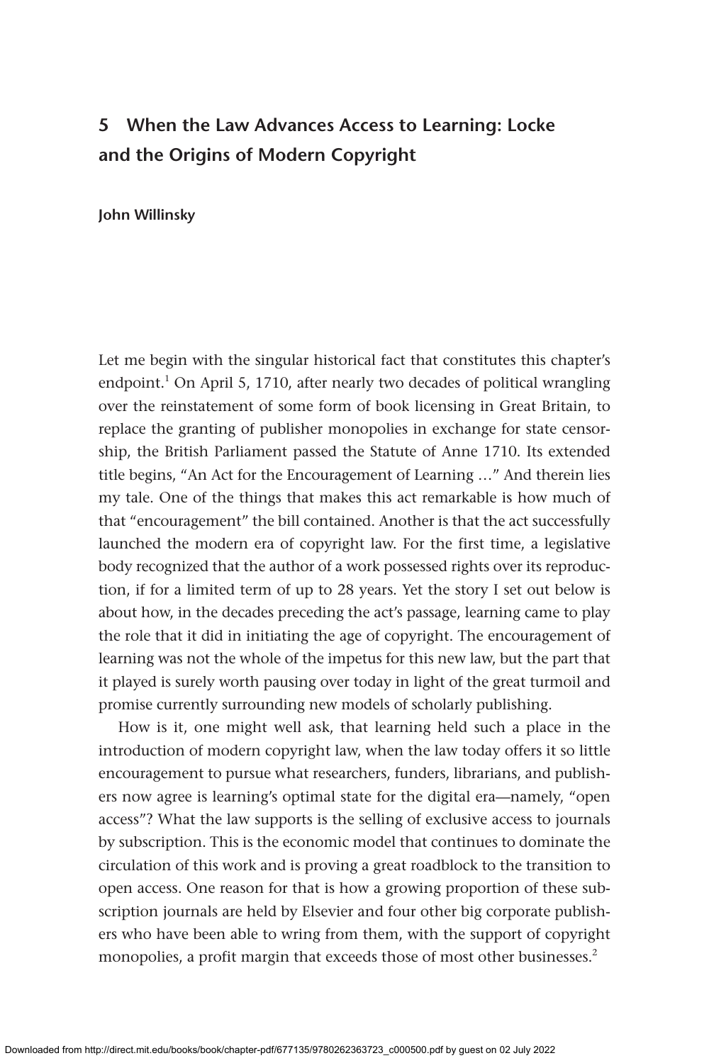# 5 When the Law Advances Access to Learning: Locke and the Origins of Modern Copyright

**John Willinsky**

Let me begin with the singular historical fact that constitutes this chapter's endpoint.[1] On April 5, 1710, after nearly two decades of political wrangling over the reinstatement of some form of book licensing in Great Britain, to replace the granting of publisher monopolies in exchange for state censorship, the British Parliament passed the Statute of Anne 1710. Its extended title begins, "An Act for the Encouragement of Learning …" And therein lies my tale. One of the things that makes this act remarkable is how much of that "encouragement" the bill contained. Another is that the act successfully launched the modern era of copyright law. For the first time, a legislative body recognized that the author of a work possessed rights over its reproduction, if for a limited term of up to 28 years. Yet the story I set out below is about how, in the decades preceding the act's passage, learning came to play the role that it did in initiating the age of copyright. The encouragement of learning was not the whole of the impetus for this new law, but the part that it played is surely worth pausing over today in light of the great turmoil and promise currently surrounding new models of scholarly publishing.

How is it, one might well ask, that learning held such a place in the introduction of modern copyright law, when the law today offers it so little encouragement to pursue what researchers, funders, librarians, and publishers now agree is learning's optimal state for the digital era—namely, "open access"? What the law supports is the selling of exclusive access to journals by subscription. This is the economic model that continues to dominate the circulation of this work and is proving a great roadblock to the transition to open access. One reason for that is how a growing proportion of these subscription journals are held by Elsevier and four other big corporate publishers who have been able to wring from them, with the support of copyright monopolies, a profit margin that exceeds those of most other businesses.[2]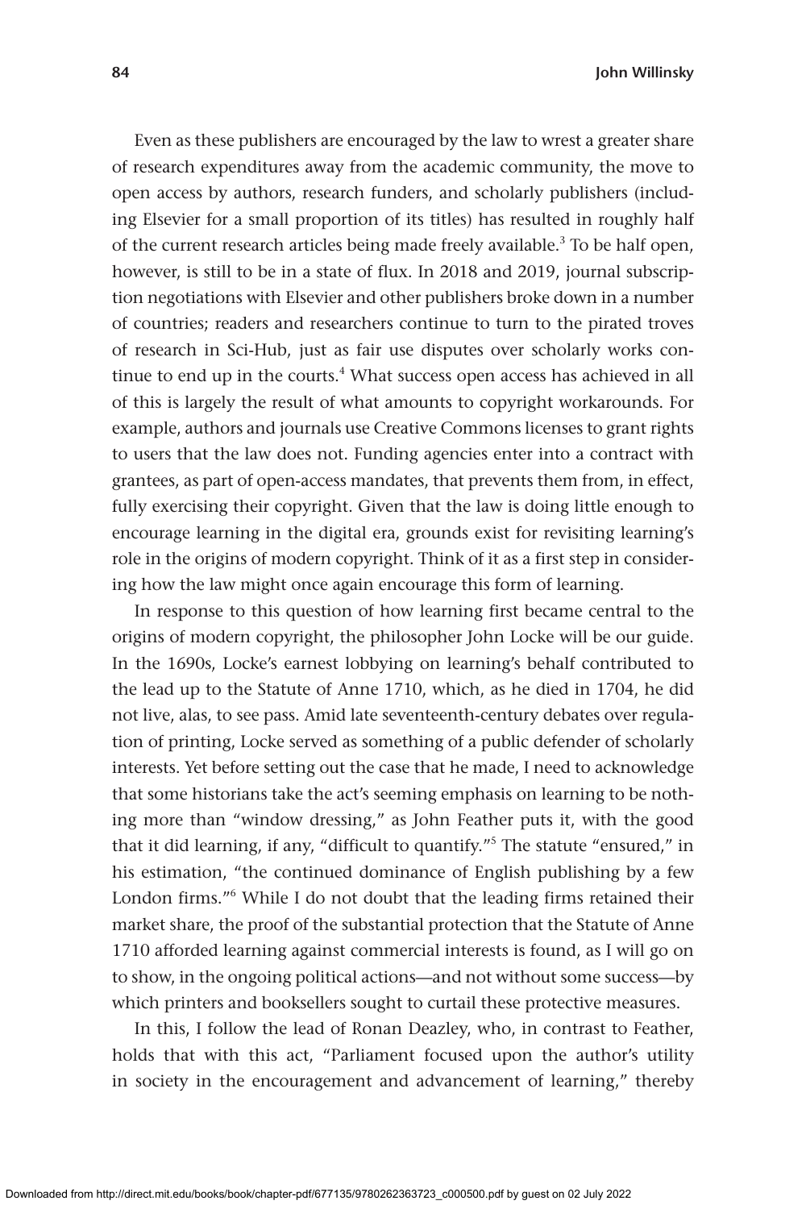Even as these publishers are encouraged by the law to wrest a greater share of research expenditures away from the academic community, the move to open access by authors, research funders, and scholarly publishers (including Elsevier for a small proportion of its titles) has resulted in roughly half of the current research articles being made freely available.[3] To be half open, however, is still to be in a state of flux. In 2018 and 2019, journal subscription negotiations with Elsevier and other publishers broke down in a number of countries; readers and researchers continue to turn to the pirated troves of research in Sci-Hub, just as fair use disputes over scholarly works continue to end up in the courts.[4] What success open access has achieved in all of this is largely the result of what amounts to copyright workarounds. For example, authors and journals use Creative Commons licenses to grant rights to users that the law does not. Funding agencies enter into a contract with grantees, as part of open-access mandates, that prevents them from, in effect, fully exercising their copyright. Given that the law is doing little enough to encourage learning in the digital era, grounds exist for revisiting learning's role in the origins of modern copyright. Think of it as a first step in considering how the law might once again encourage this form of learning.

In response to this question of how learning first became central to the origins of modern copyright, the philosopher John Locke will be our guide. In the 1690s, Locke's earnest lobbying on learning's behalf contributed to the lead up to the Statute of Anne 1710, which, as he died in 1704, he did not live, alas, to see pass. Amid late seventeenth-century debates over regulation of printing, Locke served as something of a public defender of scholarly interests. Yet before setting out the case that he made, I need to acknowledge that some historians take the act's seeming emphasis on learning to be nothing more than "window dressing," as John Feather puts it, with the good that it did learning, if any, "difficult to quantify."[5] The statute "ensured," in his estimation, "the continued dominance of English publishing by a few London firms."[6] While I do not doubt that the leading firms retained their market share, the proof of the substantial protection that the Statute of Anne 1710 afforded learning against commercial interests is found, as I will go on to show, in the ongoing political actions—and not without some success—by which printers and booksellers sought to curtail these protective measures.

In this, I follow the lead of Ronan Deazley, who, in contrast to Feather, holds that with this act, "Parliament focused upon the author's utility in society in the encouragement and advancement of learning," thereby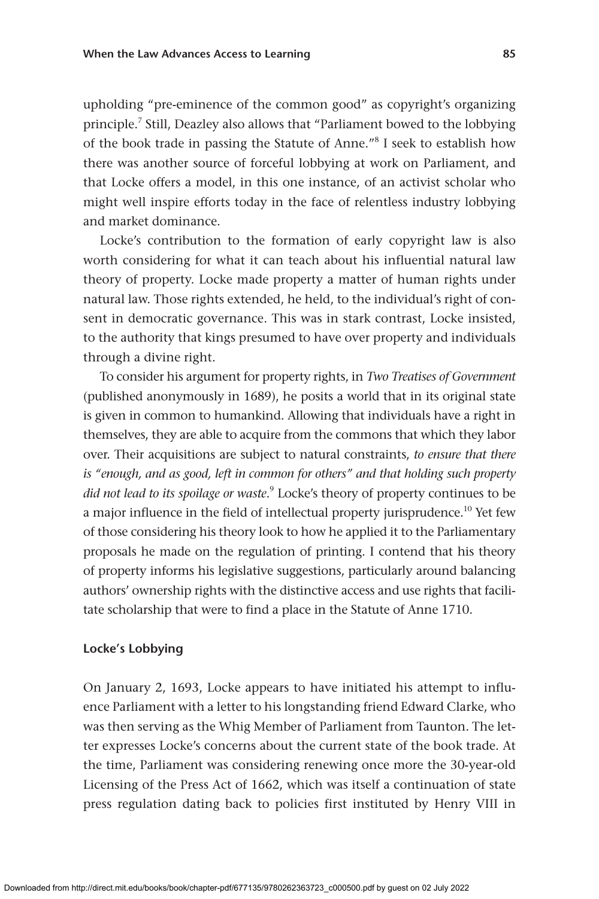upholding "pre-eminence of the common good" as copyright's organizing principle.[7] Still, Deazley also allows that "Parliament bowed to the lobbying of the book trade in passing the Statute of Anne."[8] I seek to establish how there was another source of forceful lobbying at work on Parliament, and that Locke offers a model, in this one instance, of an activist scholar who might well inspire efforts today in the face of relentless industry lobbying and market dominance.

Locke's contribution to the formation of early copyright law is also worth considering for what it can teach about his influential natural law theory of property. Locke made property a matter of human rights under natural law. Those rights extended, he held, to the individual's right of consent in democratic governance. This was in stark contrast, Locke insisted, to the authority that kings presumed to have over property and individuals through a divine right.

To consider his argument for property rights, in *Two Treatises of Government* (published anonymously in 1689), he posits a world that in its original state is given in common to humankind. Allowing that individuals have a right in themselves, they are able to acquire from the commons that which they labor over. Their acquisitions are subject to natural constraints, *to ensure that there is "enough, and as good, left in common for others" and that holding such property did not lead to its spoilage or waste*.[9] Locke's theory of property continues to be a major influence in the field of intellectual property jurisprudence.[10] Yet few of those considering his theory look to how he applied it to the Parliamentary proposals he made on the regulation of printing. I contend that his theory of property informs his legislative suggestions, particularly around balancing authors' ownership rights with the distinctive access and use rights that facilitate scholarship that were to find a place in the Statute of Anne 1710.

### Locke's Lobbying

On January 2, 1693, Locke appears to have initiated his attempt to influence Parliament with a letter to his longstanding friend Edward Clarke, who was then serving as the Whig Member of Parliament from Taunton. The letter expresses Locke's concerns about the current state of the book trade. At the time, Parliament was considering renewing once more the 30-year-old Licensing of the Press Act of 1662, which was itself a continuation of state press regulation dating back to policies first instituted by Henry VIII in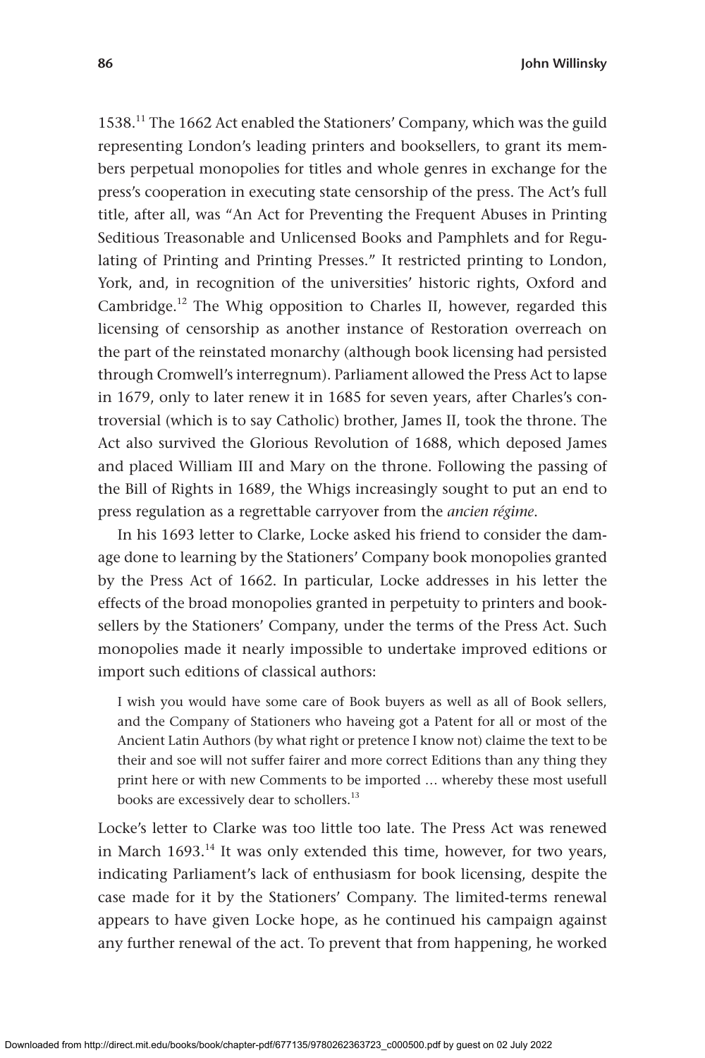1538.[11] The 1662 Act enabled the Stationers' Company, which was the guild representing London's leading printers and booksellers, to grant its members perpetual monopolies for titles and whole genres in exchange for the press's cooperation in executing state censorship of the press. The Act's full title, after all, was "An Act for Preventing the Frequent Abuses in Printing Seditious Treasonable and Unlicensed Books and Pamphlets and for Regulating of Printing and Printing Presses." It restricted printing to London, York, and, in recognition of the universities' historic rights, Oxford and Cambridge.[12] The Whig opposition to Charles II, however, regarded this licensing of censorship as another instance of Restoration overreach on the part of the reinstated monarchy (although book licensing had persisted through Cromwell's interregnum). Parliament allowed the Press Act to lapse in 1679, only to later renew it in 1685 for seven years, after Charles's controversial (which is to say Catholic) brother, James II, took the throne. The Act also survived the Glorious Revolution of 1688, which deposed James and placed William III and Mary on the throne. Following the passing of the Bill of Rights in 1689, the Whigs increasingly sought to put an end to press regulation as a regrettable carryover from the *ancien régime*.

In his 1693 letter to Clarke, Locke asked his friend to consider the damage done to learning by the Stationers' Company book monopolies granted by the Press Act of 1662. In particular, Locke addresses in his letter the effects of the broad monopolies granted in perpetuity to printers and booksellers by the Stationers' Company, under the terms of the Press Act. Such monopolies made it nearly impossible to undertake improved editions or import such editions of classical authors:

> I wish you would have some care of Book buyers as well as all of Book sellers, and the Company of Stationers who haveing got a Patent for all or most of the Ancient Latin Authors (by what right or pretence I know not) claime the text to be their and soe will not suffer fairer and more correct Editions than any thing they print here or with new Comments to be imported … whereby these most usefull books are excessively dear to schollers.[13]

Locke's letter to Clarke was too little too late. The Press Act was renewed in March 1693.[14] It was only extended this time, however, for two years, indicating Parliament's lack of enthusiasm for book licensing, despite the case made for it by the Stationers' Company. The limited-terms renewal appears to have given Locke hope, as he continued his campaign against any further renewal of the act. To prevent that from happening, he worked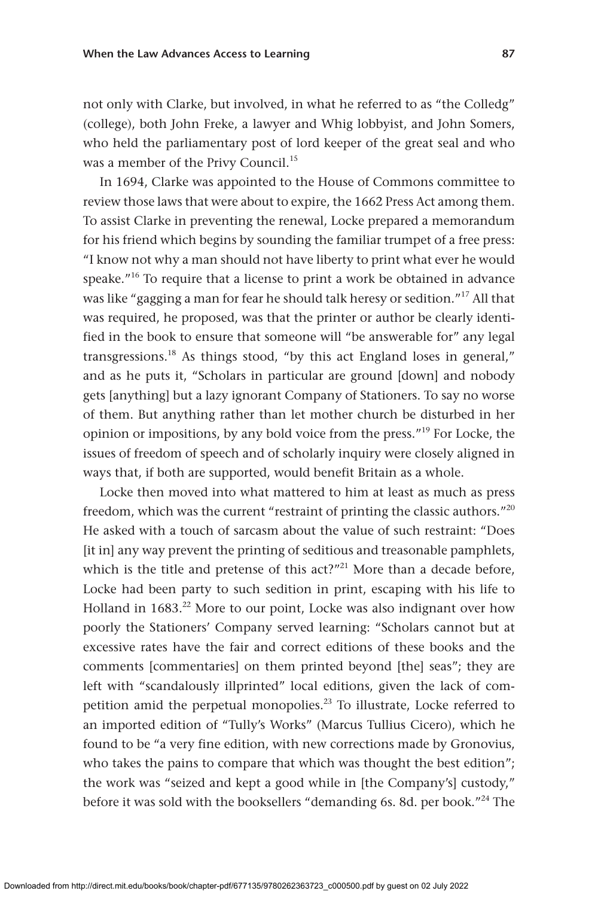not only with Clarke, but involved, in what he referred to as "the Colledg" (college), both John Freke, a lawyer and Whig lobbyist, and John Somers, who held the parliamentary post of lord keeper of the great seal and who was a member of the Privy Council.[15]

In 1694, Clarke was appointed to the House of Commons committee to review those laws that were about to expire, the 1662 Press Act among them. To assist Clarke in preventing the renewal, Locke prepared a memorandum for his friend which begins by sounding the familiar trumpet of a free press: "I know not why a man should not have liberty to print what ever he would speake."[16] To require that a license to print a work be obtained in advance was like "gagging a man for fear he should talk heresy or sedition."[17] All that was required, he proposed, was that the printer or author be clearly identified in the book to ensure that someone will "be answerable for" any legal transgressions.[18] As things stood, "by this act England loses in general," and as he puts it, "Scholars in particular are ground [down] and nobody gets [anything] but a lazy ignorant Company of Stationers. To say no worse of them. But anything rather than let mother church be disturbed in her opinion or impositions, by any bold voice from the press."[19] For Locke, the issues of freedom of speech and of scholarly inquiry were closely aligned in ways that, if both are supported, would benefit Britain as a whole.

Locke then moved into what mattered to him at least as much as press freedom, which was the current "restraint of printing the classic authors."[20] He asked with a touch of sarcasm about the value of such restraint: "Does [it in] any way prevent the printing of seditious and treasonable pamphlets, which is the title and pretense of this act?"[21] More than a decade before, Locke had been party to such sedition in print, escaping with his life to Holland in 1683.[22] More to our point, Locke was also indignant over how poorly the Stationers' Company served learning: "Scholars cannot but at excessive rates have the fair and correct editions of these books and the comments [commentaries] on them printed beyond [the] seas"; they are left with "scandalously illprinted" local editions, given the lack of competition amid the perpetual monopolies.[23] To illustrate, Locke referred to an imported edition of "Tully's Works" (Marcus Tullius Cicero), which he found to be "a very fine edition, with new corrections made by Gronovius, who takes the pains to compare that which was thought the best edition"; the work was "seized and kept a good while in [the Company's] custody," before it was sold with the booksellers "demanding 6s. 8d. per book."[24] The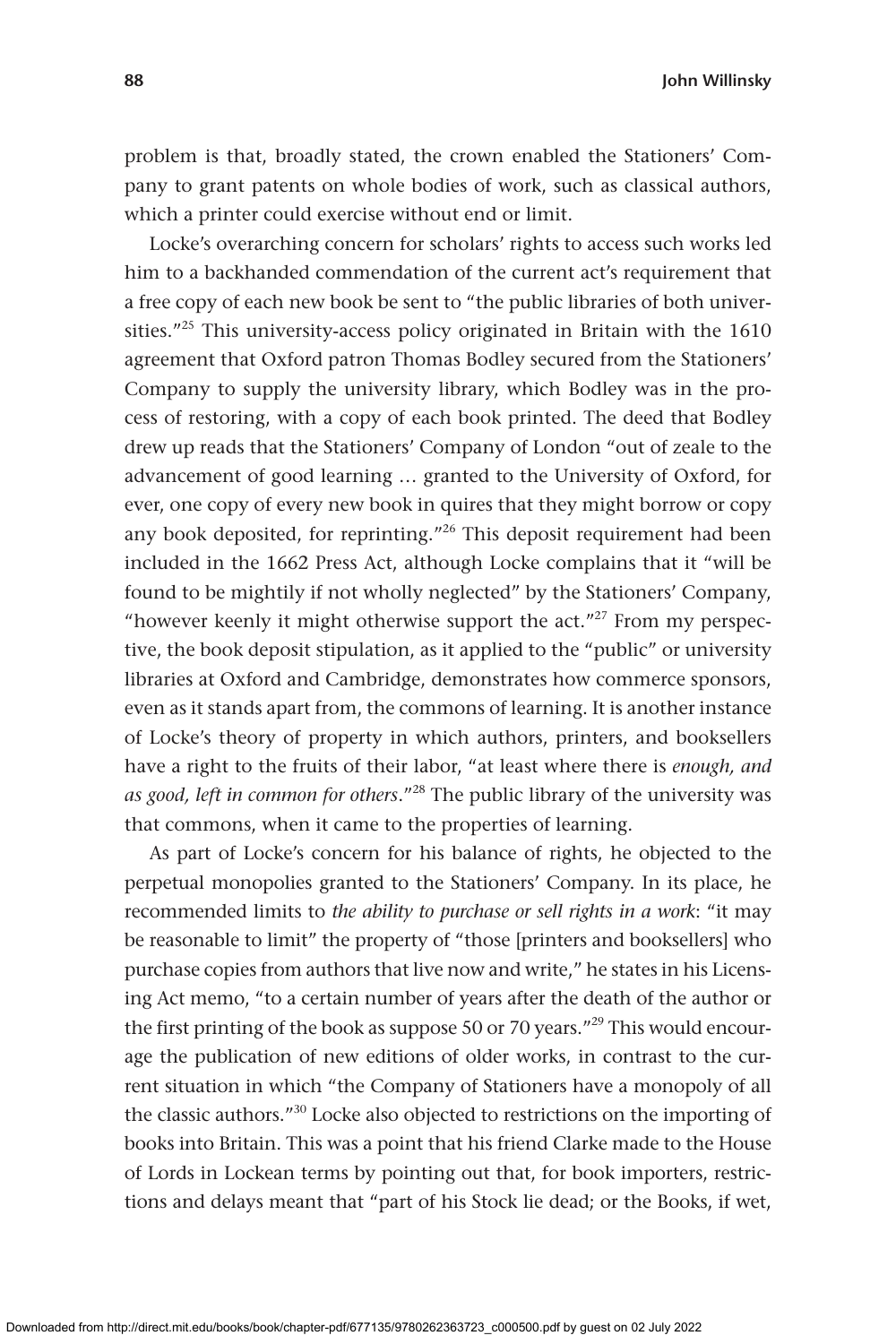problem is that, broadly stated, the crown enabled the Stationers' Company to grant patents on whole bodies of work, such as classical authors, which a printer could exercise without end or limit.

Locke's overarching concern for scholars' rights to access such works led him to a backhanded commendation of the current act's requirement that a free copy of each new book be sent to "the public libraries of both universities."[25] This university-access policy originated in Britain with the 1610 agreement that Oxford patron Thomas Bodley secured from the Stationers' Company to supply the university library, which Bodley was in the process of restoring, with a copy of each book printed. The deed that Bodley drew up reads that the Stationers' Company of London "out of zeale to the advancement of good learning … granted to the University of Oxford, for ever, one copy of every new book in quires that they might borrow or copy any book deposited, for reprinting."[26] This deposit requirement had been included in the 1662 Press Act, although Locke complains that it "will be found to be mightily if not wholly neglected" by the Stationers' Company, "however keenly it might otherwise support the act."[27] From my perspective, the book deposit stipulation, as it applied to the "public" or university libraries at Oxford and Cambridge, demonstrates how commerce sponsors, even as it stands apart from, the commons of learning. It is another instance of Locke's theory of property in which authors, printers, and booksellers have a right to the fruits of their labor, "at least where there is *enough, and as good, left in common for others*."[28] The public library of the university was that commons, when it came to the properties of learning.

As part of Locke's concern for his balance of rights, he objected to the perpetual monopolies granted to the Stationers' Company. In its place, he recommended limits to *the ability to purchase or sell rights in a work*: "it may be reasonable to limit" the property of "those [printers and booksellers] who purchase copies from authors that live now and write," he states in his Licensing Act memo, "to a certain number of years after the death of the author or the first printing of the book as suppose 50 or 70 years."[29] This would encourage the publication of new editions of older works, in contrast to the current situation in which "the Company of Stationers have a monopoly of all the classic authors."[30] Locke also objected to restrictions on the importing of books into Britain. This was a point that his friend Clarke made to the House of Lords in Lockean terms by pointing out that, for book importers, restrictions and delays meant that "part of his Stock lie dead; or the Books, if wet,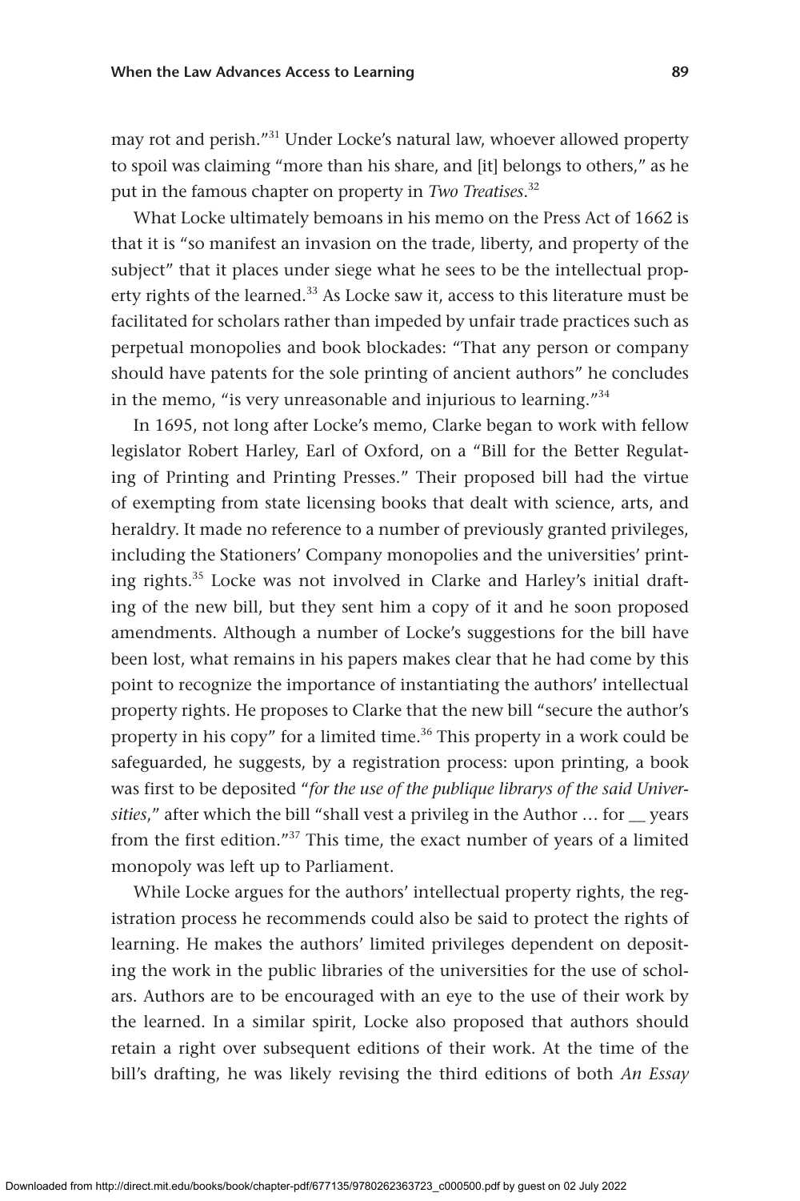may rot and perish."[31] Under Locke's natural law, whoever allowed property to spoil was claiming "more than his share, and [it] belongs to others," as he put in the famous chapter on property in *Two Treatises*.[32]

What Locke ultimately bemoans in his memo on the Press Act of 1662 is that it is "so manifest an invasion on the trade, liberty, and property of the subject" that it places under siege what he sees to be the intellectual property rights of the learned.[33] As Locke saw it, access to this literature must be facilitated for scholars rather than impeded by unfair trade practices such as perpetual monopolies and book blockades: "That any person or company should have patents for the sole printing of ancient authors" he concludes in the memo, "is very unreasonable and injurious to learning."[34]

In 1695, not long after Locke's memo, Clarke began to work with fellow legislator Robert Harley, Earl of Oxford, on a "Bill for the Better Regulating of Printing and Printing Presses." Their proposed bill had the virtue of exempting from state licensing books that dealt with science, arts, and heraldry. It made no reference to a number of previously granted privileges, including the Stationers' Company monopolies and the universities' printing rights.[35] Locke was not involved in Clarke and Harley's initial drafting of the new bill, but they sent him a copy of it and he soon proposed amendments. Although a number of Locke's suggestions for the bill have been lost, what remains in his papers makes clear that he had come by this point to recognize the importance of instantiating the authors' intellectual property rights. He proposes to Clarke that the new bill "secure the author's property in his copy" for a limited time.[36] This property in a work could be safeguarded, he suggests, by a registration process: upon printing, a book was first to be deposited "*for the use of the publique librarys of the said Universities*," after which the bill "shall vest a privileg in the Author … for __ years from the first edition."[37] This time, the exact number of years of a limited monopoly was left up to Parliament.

While Locke argues for the authors' intellectual property rights, the registration process he recommends could also be said to protect the rights of learning. He makes the authors' limited privileges dependent on depositing the work in the public libraries of the universities for the use of scholars. Authors are to be encouraged with an eye to the use of their work by the learned. In a similar spirit, Locke also proposed that authors should retain a right over subsequent editions of their work. At the time of the bill's drafting, he was likely revising the third editions of both *An Essay*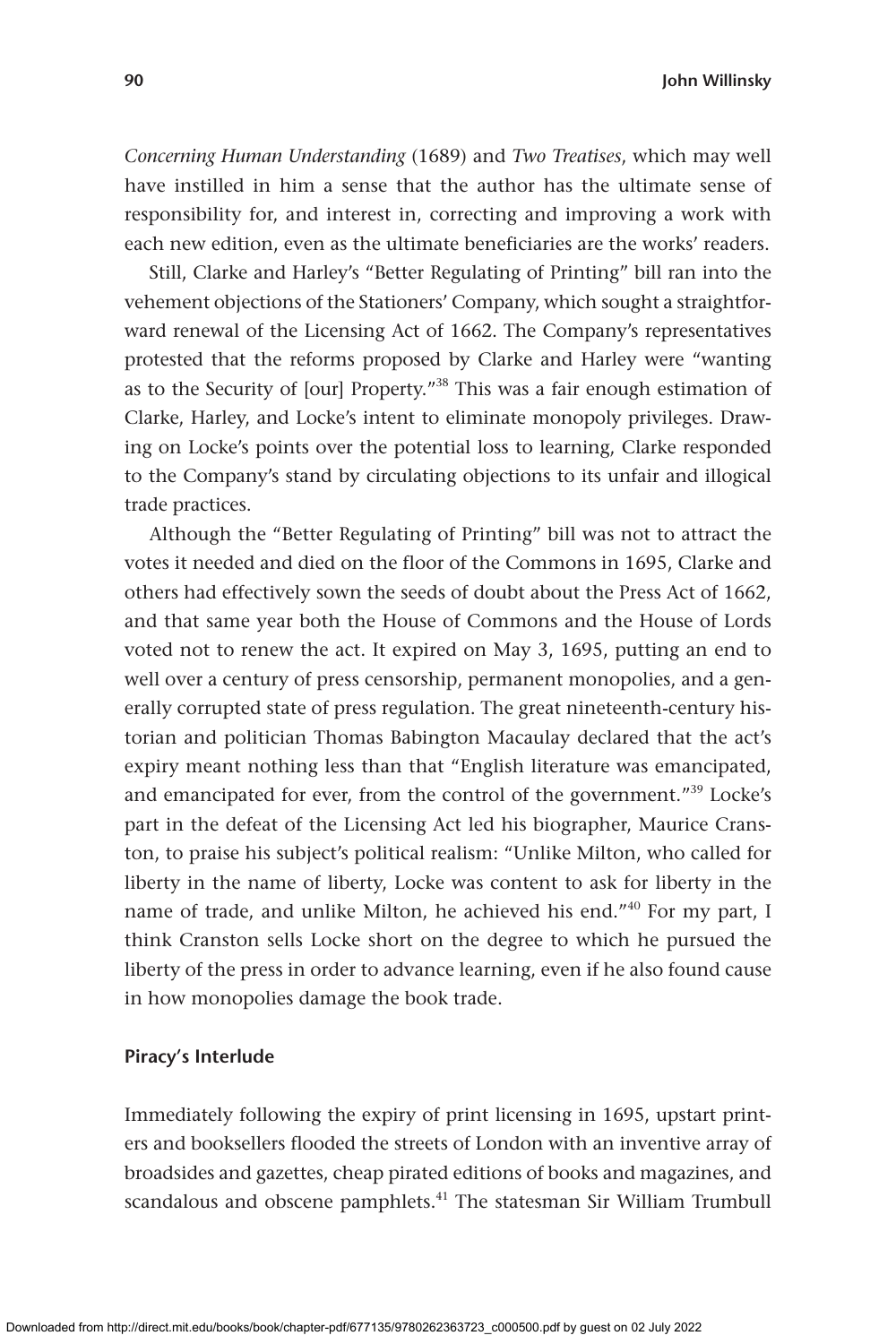*Concerning Human Understanding* (1689) and *Two Treatises*, which may well have instilled in him a sense that the author has the ultimate sense of responsibility for, and interest in, correcting and improving a work with each new edition, even as the ultimate beneficiaries are the works' readers.

Still, Clarke and Harley's "Better Regulating of Printing" bill ran into the vehement objections of the Stationers' Company, which sought a straightforward renewal of the Licensing Act of 1662. The Company's representatives protested that the reforms proposed by Clarke and Harley were "wanting as to the Security of [our] Property."[38] This was a fair enough estimation of Clarke, Harley, and Locke's intent to eliminate monopoly privileges. Drawing on Locke's points over the potential loss to learning, Clarke responded to the Company's stand by circulating objections to its unfair and illogical trade practices.

Although the "Better Regulating of Printing" bill was not to attract the votes it needed and died on the floor of the Commons in 1695, Clarke and others had effectively sown the seeds of doubt about the Press Act of 1662, and that same year both the House of Commons and the House of Lords voted not to renew the act. It expired on May 3, 1695, putting an end to well over a century of press censorship, permanent monopolies, and a generally corrupted state of press regulation. The great nineteenth-century historian and politician Thomas Babington Macaulay declared that the act's expiry meant nothing less than that "English literature was emancipated, and emancipated for ever, from the control of the government."[39] Locke's part in the defeat of the Licensing Act led his biographer, Maurice Cranston, to praise his subject's political realism: "Unlike Milton, who called for liberty in the name of liberty, Locke was content to ask for liberty in the name of trade, and unlike Milton, he achieved his end."[40] For my part, I think Cranston sells Locke short on the degree to which he pursued the liberty of the press in order to advance learning, even if he also found cause in how monopolies damage the book trade.

### Piracy's Interlude

Immediately following the expiry of print licensing in 1695, upstart printers and booksellers flooded the streets of London with an inventive array of broadsides and gazettes, cheap pirated editions of books and magazines, and scandalous and obscene pamphlets.[41] The statesman Sir William Trumbull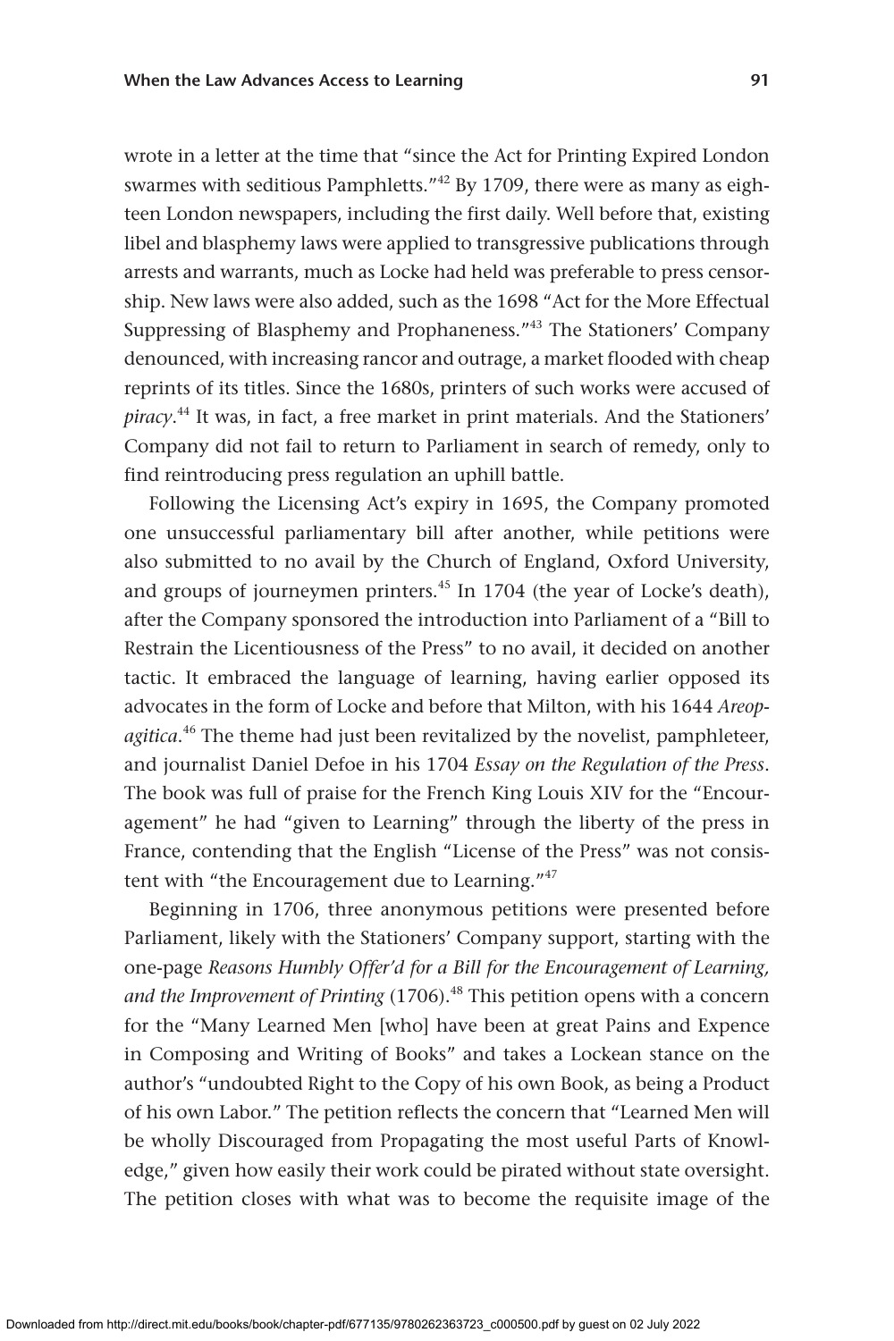wrote in a letter at the time that "since the Act for Printing Expired London swarmes with seditious Pamphletts."[42] By 1709, there were as many as eighteen London newspapers, including the first daily. Well before that, existing libel and blasphemy laws were applied to transgressive publications through arrests and warrants, much as Locke had held was preferable to press censorship. New laws were also added, such as the 1698 "Act for the More Effectual Suppressing of Blasphemy and Prophaneness."[43] The Stationers' Company denounced, with increasing rancor and outrage, a market flooded with cheap reprints of its titles. Since the 1680s, printers of such works were accused of *piracy*.[44] It was, in fact, a free market in print materials. And the Stationers' Company did not fail to return to Parliament in search of remedy, only to find reintroducing press regulation an uphill battle.

Following the Licensing Act's expiry in 1695, the Company promoted one unsuccessful parliamentary bill after another, while petitions were also submitted to no avail by the Church of England, Oxford University, and groups of journeymen printers.[45] In 1704 (the year of Locke's death), after the Company sponsored the introduction into Parliament of a "Bill to Restrain the Licentiousness of the Press" to no avail, it decided on another tactic. It embraced the language of learning, having earlier opposed its advocates in the form of Locke and before that Milton, with his 1644 *Areopagitica*.[46] The theme had just been revitalized by the novelist, pamphleteer, and journalist Daniel Defoe in his 1704 *Essay on the Regulation of the Press*. The book was full of praise for the French King Louis XIV for the "Encouragement" he had "given to Learning" through the liberty of the press in France, contending that the English "License of the Press" was not consistent with "the Encouragement due to Learning."[47]

Beginning in 1706, three anonymous petitions were presented before Parliament, likely with the Stationers' Company support, starting with the one-page *Reasons Humbly Offer'd for a Bill for the Encouragement of Learning, and the Improvement of Printing* (1706).[48] This petition opens with a concern for the "Many Learned Men [who] have been at great Pains and Expence in Composing and Writing of Books" and takes a Lockean stance on the author's "undoubted Right to the Copy of his own Book, as being a Product of his own Labor." The petition reflects the concern that "Learned Men will be wholly Discouraged from Propagating the most useful Parts of Knowledge," given how easily their work could be pirated without state oversight. The petition closes with what was to become the requisite image of the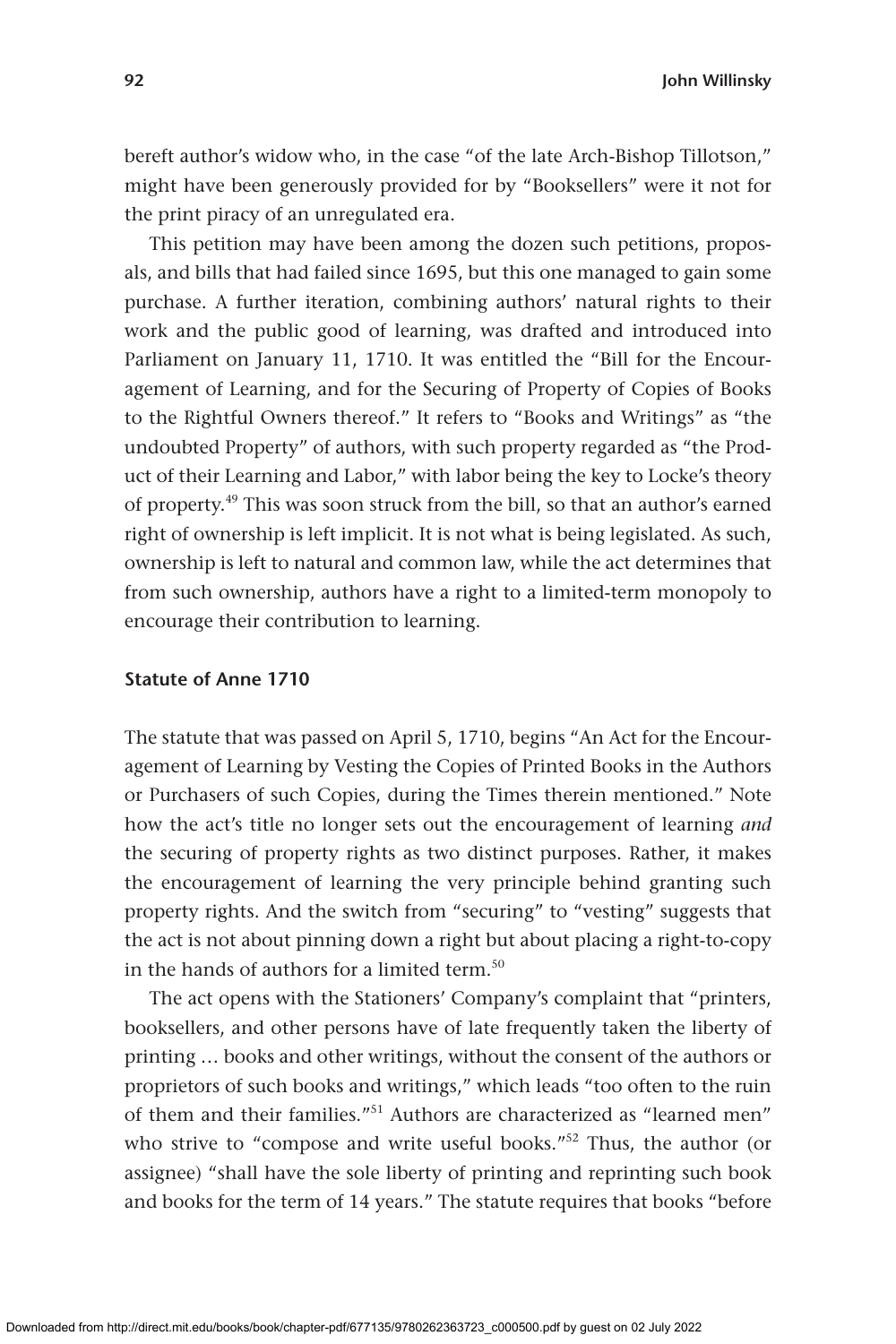bereft author's widow who, in the case "of the late Arch-Bishop Tillotson," might have been generously provided for by "Booksellers" were it not for the print piracy of an unregulated era.

This petition may have been among the dozen such petitions, proposals, and bills that had failed since 1695, but this one managed to gain some purchase. A further iteration, combining authors' natural rights to their work and the public good of learning, was drafted and introduced into Parliament on January 11, 1710. It was entitled the "Bill for the Encouragement of Learning, and for the Securing of Property of Copies of Books to the Rightful Owners thereof." It refers to "Books and Writings" as "the undoubted Property" of authors, with such property regarded as "the Product of their Learning and Labor," with labor being the key to Locke's theory of property.[49] This was soon struck from the bill, so that an author's earned right of ownership is left implicit. It is not what is being legislated. As such, ownership is left to natural and common law, while the act determines that from such ownership, authors have a right to a limited-term monopoly to encourage their contribution to learning.

### Statute of Anne 1710

The statute that was passed on April 5, 1710, begins "An Act for the Encouragement of Learning by Vesting the Copies of Printed Books in the Authors or Purchasers of such Copies, during the Times therein mentioned." Note how the act's title no longer sets out the encouragement of learning *and* the securing of property rights as two distinct purposes. Rather, it makes the encouragement of learning the very principle behind granting such property rights. And the switch from "securing" to "vesting" suggests that the act is not about pinning down a right but about placing a right-to-copy in the hands of authors for a limited term.[50]

The act opens with the Stationers' Company's complaint that "printers, booksellers, and other persons have of late frequently taken the liberty of printing … books and other writings, without the consent of the authors or proprietors of such books and writings," which leads "too often to the ruin of them and their families."[51] Authors are characterized as "learned men" who strive to "compose and write useful books."[52] Thus, the author (or assignee) "shall have the sole liberty of printing and reprinting such book and books for the term of 14 years." The statute requires that books "before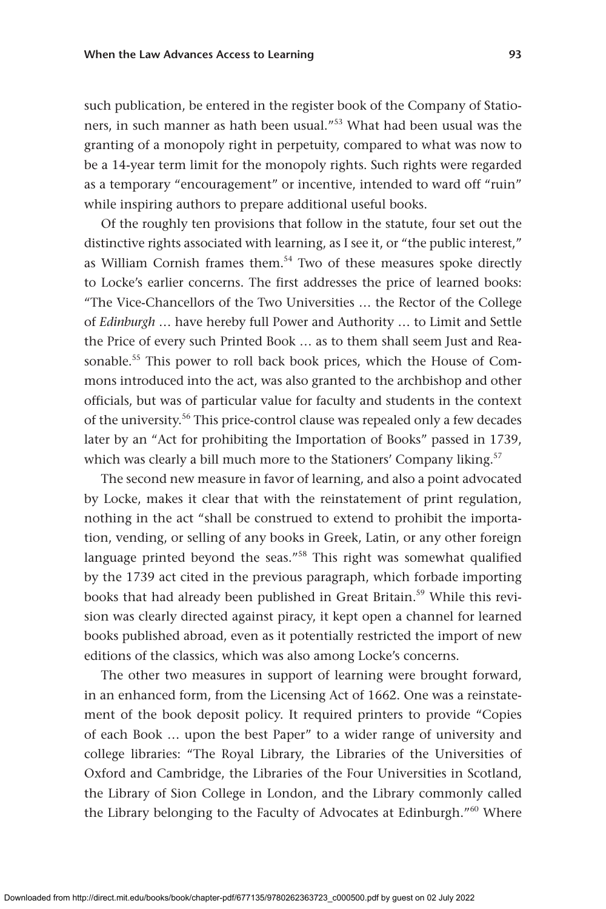such publication, be entered in the register book of the Company of Stationers, in such manner as hath been usual."[53] What had been usual was the granting of a monopoly right in perpetuity, compared to what was now to be a 14-year term limit for the monopoly rights. Such rights were regarded as a temporary "encouragement" or incentive, intended to ward off "ruin" while inspiring authors to prepare additional useful books.

Of the roughly ten provisions that follow in the statute, four set out the distinctive rights associated with learning, as I see it, or "the public interest," as William Cornish frames them.[54] Two of these measures spoke directly to Locke's earlier concerns. The first addresses the price of learned books: "The Vice-Chancellors of the Two Universities … the Rector of the College of *Edinburgh* … have hereby full Power and Authority … to Limit and Settle the Price of every such Printed Book … as to them shall seem Just and Reasonable.[55] This power to roll back book prices, which the House of Commons introduced into the act, was also granted to the archbishop and other officials, but was of particular value for faculty and students in the context of the university.[56] This price-control clause was repealed only a few decades later by an "Act for prohibiting the Importation of Books" passed in 1739, which was clearly a bill much more to the Stationers' Company liking.[57]

The second new measure in favor of learning, and also a point advocated by Locke, makes it clear that with the reinstatement of print regulation, nothing in the act "shall be construed to extend to prohibit the importation, vending, or selling of any books in Greek, Latin, or any other foreign language printed beyond the seas."[58] This right was somewhat qualified by the 1739 act cited in the previous paragraph, which forbade importing books that had already been published in Great Britain.[59] While this revision was clearly directed against piracy, it kept open a channel for learned books published abroad, even as it potentially restricted the import of new editions of the classics, which was also among Locke's concerns.

The other two measures in support of learning were brought forward, in an enhanced form, from the Licensing Act of 1662. One was a reinstatement of the book deposit policy. It required printers to provide "Copies of each Book … upon the best Paper" to a wider range of university and college libraries: "The Royal Library, the Libraries of the Universities of Oxford and Cambridge, the Libraries of the Four Universities in Scotland, the Library of Sion College in London, and the Library commonly called the Library belonging to the Faculty of Advocates at Edinburgh."[60] Where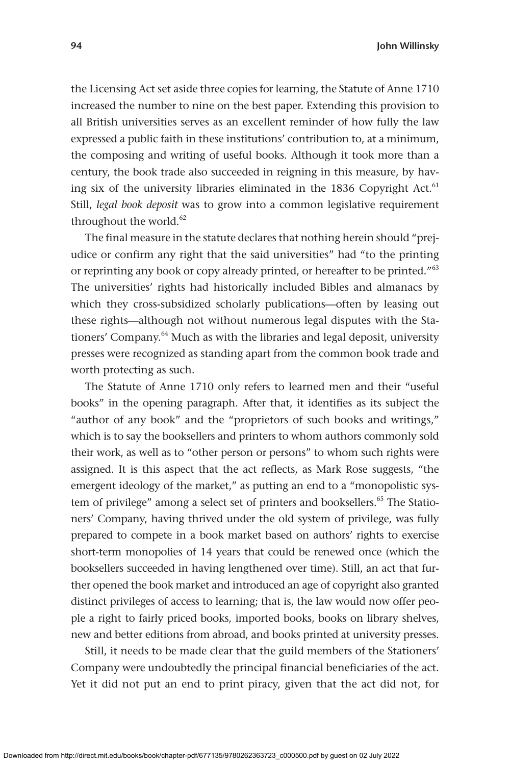the Licensing Act set aside three copies for learning, the Statute of Anne 1710 increased the number to nine on the best paper. Extending this provision to all British universities serves as an excellent reminder of how fully the law expressed a public faith in these institutions' contribution to, at a minimum, the composing and writing of useful books. Although it took more than a century, the book trade also succeeded in reigning in this measure, by having six of the university libraries eliminated in the 1836 Copyright Act.[61] Still, *legal book deposit* was to grow into a common legislative requirement throughout the world.[62]

The final measure in the statute declares that nothing herein should "prejudice or confirm any right that the said universities" had "to the printing or reprinting any book or copy already printed, or hereafter to be printed."[63] The universities' rights had historically included Bibles and almanacs by which they cross-subsidized scholarly publications—often by leasing out these rights—although not without numerous legal disputes with the Stationers' Company.[64] Much as with the libraries and legal deposit, university presses were recognized as standing apart from the common book trade and worth protecting as such.

The Statute of Anne 1710 only refers to learned men and their "useful books" in the opening paragraph. After that, it identifies as its subject the "author of any book" and the "proprietors of such books and writings," which is to say the booksellers and printers to whom authors commonly sold their work, as well as to "other person or persons" to whom such rights were assigned. It is this aspect that the act reflects, as Mark Rose suggests, "the emergent ideology of the market," as putting an end to a "monopolistic system of privilege" among a select set of printers and booksellers.[65] The Stationers' Company, having thrived under the old system of privilege, was fully prepared to compete in a book market based on authors' rights to exercise short-term monopolies of 14 years that could be renewed once (which the booksellers succeeded in having lengthened over time). Still, an act that further opened the book market and introduced an age of copyright also granted distinct privileges of access to learning; that is, the law would now offer people a right to fairly priced books, imported books, books on library shelves, new and better editions from abroad, and books printed at university presses.

Still, it needs to be made clear that the guild members of the Stationers' Company were undoubtedly the principal financial beneficiaries of the act. Yet it did not put an end to print piracy, given that the act did not, for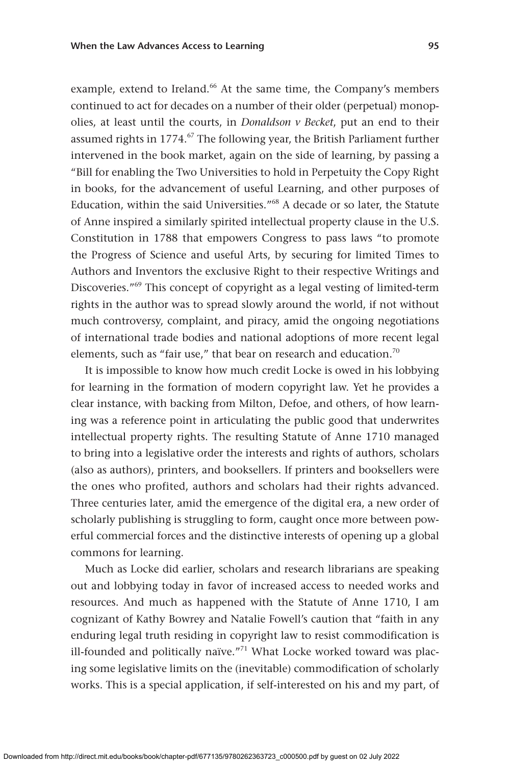example, extend to Ireland.[66] At the same time, the Company's members continued to act for decades on a number of their older (perpetual) monopolies, at least until the courts, in *Donaldson v Becket*, put an end to their assumed rights in 1774.[67] The following year, the British Parliament further intervened in the book market, again on the side of learning, by passing a "Bill for enabling the Two Universities to hold in Perpetuity the Copy Right in books, for the advancement of useful Learning, and other purposes of Education, within the said Universities."[68] A decade or so later, the Statute of Anne inspired a similarly spirited intellectual property clause in the U.S. Constitution in 1788 that empowers Congress to pass laws "to promote the Progress of Science and useful Arts, by securing for limited Times to Authors and Inventors the exclusive Right to their respective Writings and Discoveries."[69] This concept of copyright as a legal vesting of limited-term rights in the author was to spread slowly around the world, if not without much controversy, complaint, and piracy, amid the ongoing negotiations of international trade bodies and national adoptions of more recent legal elements, such as "fair use," that bear on research and education.[70]

It is impossible to know how much credit Locke is owed in his lobbying for learning in the formation of modern copyright law. Yet he provides a clear instance, with backing from Milton, Defoe, and others, of how learning was a reference point in articulating the public good that underwrites intellectual property rights. The resulting Statute of Anne 1710 managed to bring into a legislative order the interests and rights of authors, scholars (also as authors), printers, and booksellers. If printers and booksellers were the ones who profited, authors and scholars had their rights advanced. Three centuries later, amid the emergence of the digital era, a new order of scholarly publishing is struggling to form, caught once more between powerful commercial forces and the distinctive interests of opening up a global commons for learning.

Much as Locke did earlier, scholars and research librarians are speaking out and lobbying today in favor of increased access to needed works and resources. And much as happened with the Statute of Anne 1710, I am cognizant of Kathy Bowrey and Natalie Fowell's caution that "faith in any enduring legal truth residing in copyright law to resist commodification is ill-founded and politically naïve."[71] What Locke worked toward was placing some legislative limits on the (inevitable) commodification of scholarly works. This is a special application, if self-interested on his and my part, of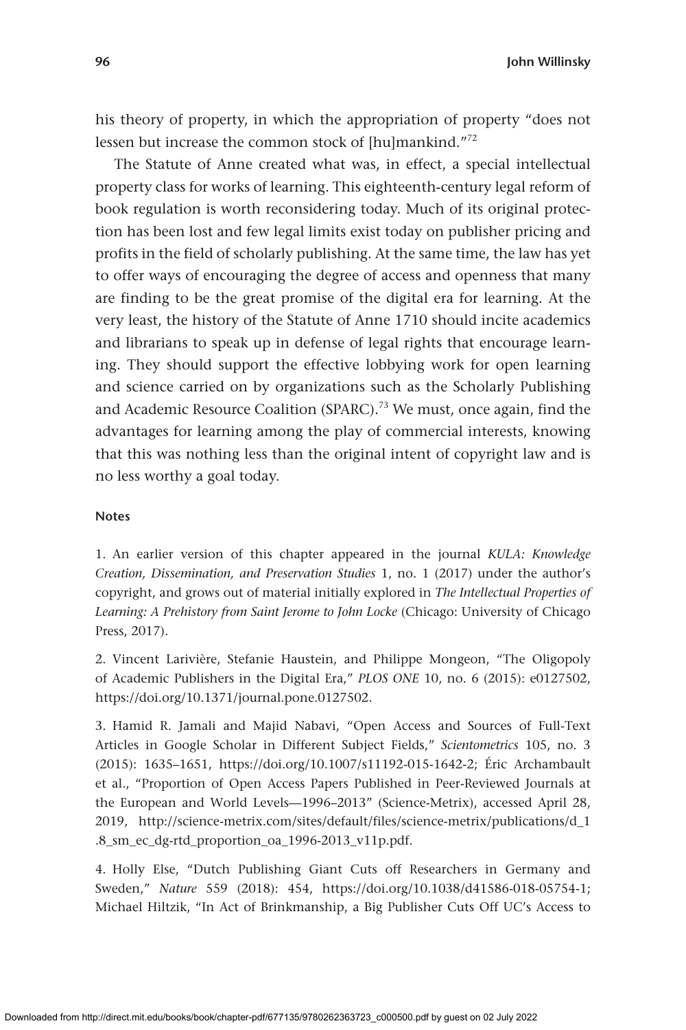his theory of property, in which the appropriation of property "does not lessen but increase the common stock of [hu]mankind."[72]

The Statute of Anne created what was, in effect, a special intellectual property class for works of learning. This eighteenth-century legal reform of book regulation is worth reconsidering today. Much of its original protection has been lost and few legal limits exist today on publisher pricing and profits in the field of scholarly publishing. At the same time, the law has yet to offer ways of encouraging the degree of access and openness that many are finding to be the great promise of the digital era for learning. At the very least, the history of the Statute of Anne 1710 should incite academics and librarians to speak up in defense of legal rights that encourage learning. They should support the effective lobbying work for open learning and science carried on by organizations such as the Scholarly Publishing and Academic Resource Coalition (SPARC).[73] We must, once again, find the advantages for learning among the play of commercial interests, knowing that this was nothing less than the original intent of copyright law and is no less worthy a goal today.

#### Notes

1. An earlier version of this chapter appeared in the journal *KULA: Knowledge Creation, Dissemination, and Preservation Studies* 1, no. 1 (2017) under the author's copyright, and grows out of material initially explored in *The Intellectual Properties of Learning: A Prehistory from Saint Jerome to John Locke* (Chicago: University of Chicago Press, 2017).

2. Vincent Larivière, Stefanie Haustein, and Philippe Mongeon, "The Oligopoly of Academic Publishers in the Digital Era," *PLOS ONE* 10, no. 6 (2015): e0127502, https://doi.org/10.1371/journal.pone.0127502.

3. Hamid R. Jamali and Majid Nabavi, "Open Access and Sources of Full-Text Articles in Google Scholar in Different Subject Fields," *Scientometrics* 105, no. 3 (2015): 1635–1651, https://doi.org/10.1007/s11192-015-1642-2; Éric Archambault et al., "Proportion of Open Access Papers Published in Peer-Reviewed Journals at the European and World Levels—1996–2013" (Science-Metrix), accessed April 28, 2019, http://science-metrix.com/sites/default/files/science-metrix/publications/d_1.8_sm_ec_dg-rtd_proportion_oa_1996-2013_v11p.pdf.

4. Holly Else, "Dutch Publishing Giant Cuts off Researchers in Germany and Sweden," *Nature* 559 (2018): 454, https://doi.org/10.1038/d41586-018-05754-1; Michael Hiltzik, "In Act of Brinkmanship, a Big Publisher Cuts Off UC's Access to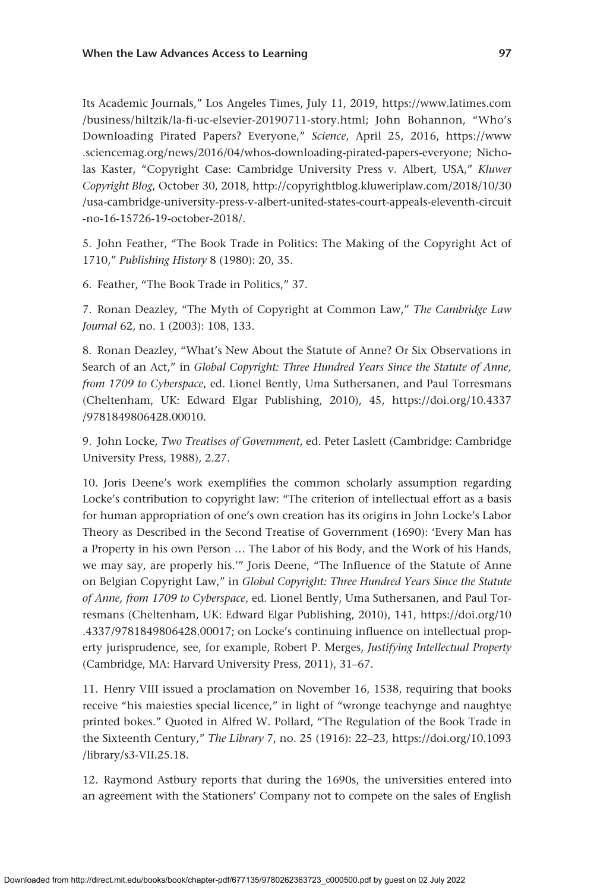Its Academic Journals," Los Angeles Times, July 11, 2019, https://www.latimes.com/business/hiltzik/la-fi-uc-elsevier-20190711-story.html; John Bohannon, "Who's Downloading Pirated Papers? Everyone," *Science*, April 25, 2016, https://www.sciencemag.org/news/2016/04/whos-downloading-pirated-papers-everyone; Nicholas Kaster, "Copyright Case: Cambridge University Press v. Albert, USA," *Kluwer Copyright Blog*, October 30, 2018, http://copyrightblog.kluweriplaw.com/2018/10/30/usa-cambridge-university-press-v-albert-united-states-court-appeals-eleventh-circuit-no-16-15726-19-october-2018/.

5. John Feather, "The Book Trade in Politics: The Making of the Copyright Act of 1710," *Publishing History* 8 (1980): 20, 35.

6. Feather, "The Book Trade in Politics," 37.

7. Ronan Deazley, "The Myth of Copyright at Common Law," *The Cambridge Law Journal* 62, no. 1 (2003): 108, 133.

8. Ronan Deazley, "What's New About the Statute of Anne? Or Six Observations in Search of an Act," in *Global Copyright: Three Hundred Years Since the Statute of Anne, from 1709 to Cyberspace*, ed. Lionel Bently, Uma Suthersanen, and Paul Torresmans (Cheltenham, UK: Edward Elgar Publishing, 2010), 45, https://doi.org/10.4337/9781849806428.00010.

9. John Locke, *Two Treatises of Government*, ed. Peter Laslett (Cambridge: Cambridge University Press, 1988), 2.27.

10. Joris Deene's work exemplifies the common scholarly assumption regarding Locke's contribution to copyright law: "The criterion of intellectual effort as a basis for human appropriation of one's own creation has its origins in John Locke's Labor Theory as Described in the Second Treatise of Government (1690): 'Every Man has a Property in his own Person … The Labor of his Body, and the Work of his Hands, we may say, are properly his.'" Joris Deene, "The Influence of the Statute of Anne on Belgian Copyright Law," in *Global Copyright: Three Hundred Years Since the Statute of Anne, from 1709 to Cyberspace*, ed. Lionel Bently, Uma Suthersanen, and Paul Torresmans (Cheltenham, UK: Edward Elgar Publishing, 2010), 141, https://doi.org/10.4337/9781849806428.00017; on Locke's continuing influence on intellectual property jurisprudence, see, for example, Robert P. Merges, *Justifying Intellectual Property* (Cambridge, MA: Harvard University Press, 2011), 31–67.

11. Henry VIII issued a proclamation on November 16, 1538, requiring that books receive "his maiesties special licence," in light of "wronge teachynge and naughtye printed bokes." Quoted in Alfred W. Pollard, "The Regulation of the Book Trade in the Sixteenth Century," *The Library* 7, no. 25 (1916): 22–23, https://doi.org/10.1093/library/s3-VII.25.18.

12. Raymond Astbury reports that during the 1690s, the universities entered into an agreement with the Stationers' Company not to compete on the sales of English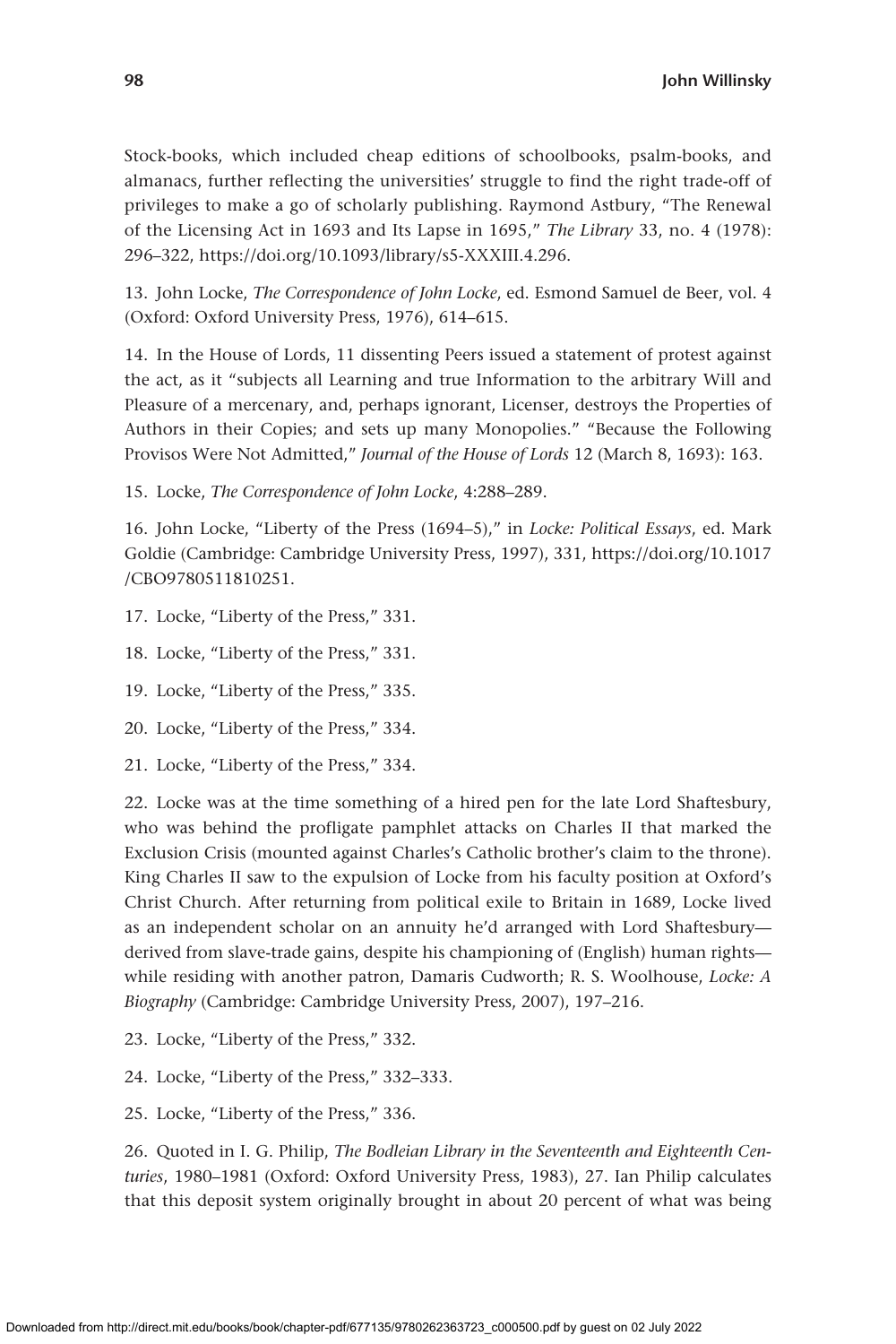Stock-books, which included cheap editions of schoolbooks, psalm-books, and almanacs, further reflecting the universities' struggle to find the right trade-off of privileges to make a go of scholarly publishing. Raymond Astbury, "The Renewal of the Licensing Act in 1693 and Its Lapse in 1695," *The Library* 33, no. 4 (1978): 296–322, https://doi.org/10.1093/library/s5-XXXIII.4.296.

13. John Locke, *The Correspondence of John Locke*, ed. Esmond Samuel de Beer, vol. 4 (Oxford: Oxford University Press, 1976), 614–615.

14. In the House of Lords, 11 dissenting Peers issued a statement of protest against the act, as it "subjects all Learning and true Information to the arbitrary Will and Pleasure of a mercenary, and, perhaps ignorant, Licenser, destroys the Properties of Authors in their Copies; and sets up many Monopolies." "Because the Following Provisos Were Not Admitted," *Journal of the House of Lords* 12 (March 8, 1693): 163.

15. Locke, *The Correspondence of John Locke*, 4:288–289.

16. John Locke, "Liberty of the Press (1694–5)," in *Locke: Political Essays*, ed. Mark Goldie (Cambridge: Cambridge University Press, 1997), 331, https://doi.org/10.1017/CBO9780511810251.

17. Locke, "Liberty of the Press," 331.

18. Locke, "Liberty of the Press," 331.

19. Locke, "Liberty of the Press," 335.

20. Locke, "Liberty of the Press," 334.

21. Locke, "Liberty of the Press," 334.

22. Locke was at the time something of a hired pen for the late Lord Shaftesbury, who was behind the profligate pamphlet attacks on Charles II that marked the Exclusion Crisis (mounted against Charles's Catholic brother's claim to the throne). King Charles II saw to the expulsion of Locke from his faculty position at Oxford's Christ Church. After returning from political exile to Britain in 1689, Locke lived as an independent scholar on an annuity he'd arranged with Lord Shaftesbury—derived from slave-trade gains, despite his championing of (English) human rights—while residing with another patron, Damaris Cudworth; R. S. Woolhouse, *Locke: A Biography* (Cambridge: Cambridge University Press, 2007), 197–216.

23. Locke, "Liberty of the Press," 332.

24. Locke, "Liberty of the Press," 332–333.

25. Locke, "Liberty of the Press," 336.

26. Quoted in I. G. Philip, *The Bodleian Library in the Seventeenth and Eighteenth Centuries*, 1980–1981 (Oxford: Oxford University Press, 1983), 27. Ian Philip calculates that this deposit system originally brought in about 20 percent of what was being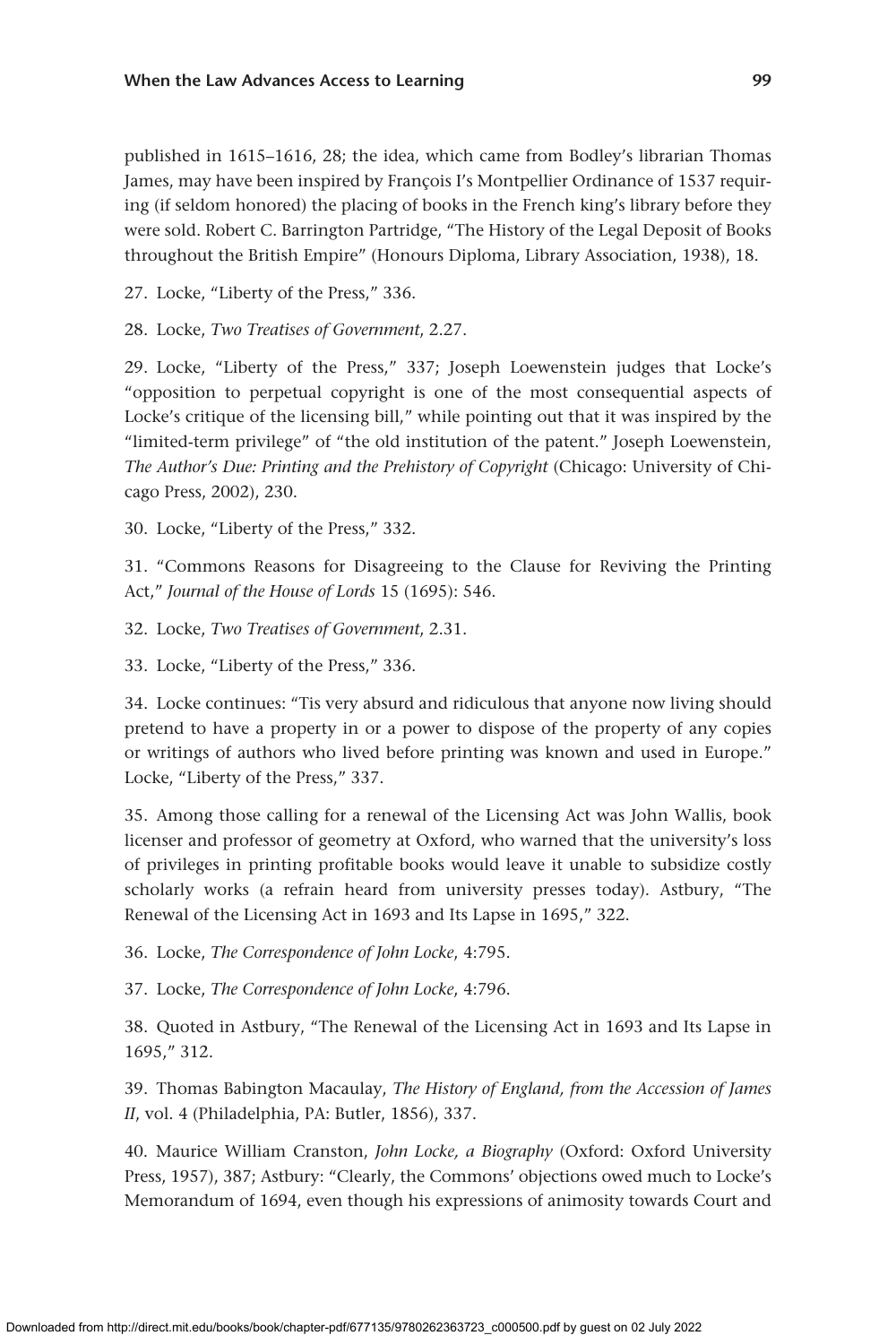published in 1615–1616, 28; the idea, which came from Bodley's librarian Thomas James, may have been inspired by François I's Montpellier Ordinance of 1537 requiring (if seldom honored) the placing of books in the French king's library before they were sold. Robert C. Barrington Partridge, "The History of the Legal Deposit of Books throughout the British Empire" (Honours Diploma, Library Association, 1938), 18.

27. Locke, "Liberty of the Press," 336.

28. Locke, *Two Treatises of Government*, 2.27.

29. Locke, "Liberty of the Press," 337; Joseph Loewenstein judges that Locke's "opposition to perpetual copyright is one of the most consequential aspects of Locke's critique of the licensing bill," while pointing out that it was inspired by the "limited-term privilege" of "the old institution of the patent." Joseph Loewenstein, *The Author's Due: Printing and the Prehistory of Copyright* (Chicago: University of Chicago Press, 2002), 230.

30. Locke, "Liberty of the Press," 332.

31. "Commons Reasons for Disagreeing to the Clause for Reviving the Printing Act," *Journal of the House of Lords* 15 (1695): 546.

32. Locke, *Two Treatises of Government*, 2.31.

33. Locke, "Liberty of the Press," 336.

34. Locke continues: "Tis very absurd and ridiculous that anyone now living should pretend to have a property in or a power to dispose of the property of any copies or writings of authors who lived before printing was known and used in Europe." Locke, "Liberty of the Press," 337.

35. Among those calling for a renewal of the Licensing Act was John Wallis, book licenser and professor of geometry at Oxford, who warned that the university's loss of privileges in printing profitable books would leave it unable to subsidize costly scholarly works (a refrain heard from university presses today). Astbury, "The Renewal of the Licensing Act in 1693 and Its Lapse in 1695," 322.

36. Locke, *The Correspondence of John Locke*, 4:795.

37. Locke, *The Correspondence of John Locke*, 4:796.

38. Quoted in Astbury, "The Renewal of the Licensing Act in 1693 and Its Lapse in 1695," 312.

39. Thomas Babington Macaulay, *The History of England, from the Accession of James II*, vol. 4 (Philadelphia, PA: Butler, 1856), 337.

40. Maurice William Cranston, *John Locke, a Biography* (Oxford: Oxford University Press, 1957), 387; Astbury: "Clearly, the Commons' objections owed much to Locke's Memorandum of 1694, even though his expressions of animosity towards Court and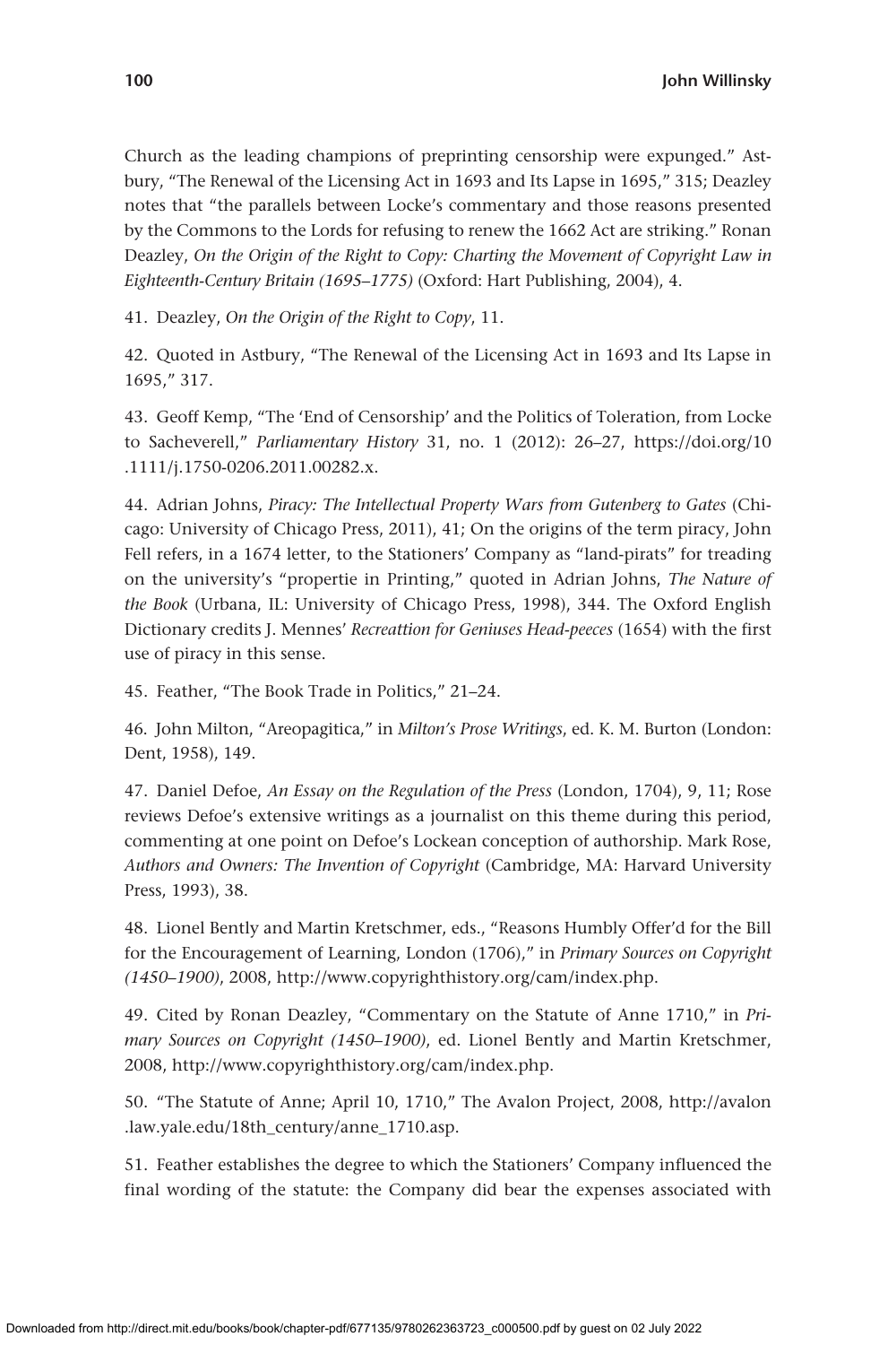Church as the leading champions of preprinting censorship were expunged." Astbury, "The Renewal of the Licensing Act in 1693 and Its Lapse in 1695," 315; Deazley notes that "the parallels between Locke's commentary and those reasons presented by the Commons to the Lords for refusing to renew the 1662 Act are striking." Ronan Deazley, *On the Origin of the Right to Copy: Charting the Movement of Copyright Law in Eighteenth-Century Britain (1695–1775)* (Oxford: Hart Publishing, 2004), 4.

41. Deazley, *On the Origin of the Right to Copy*, 11.

42. Quoted in Astbury, "The Renewal of the Licensing Act in 1693 and Its Lapse in 1695," 317.

43. Geoff Kemp, "The 'End of Censorship' and the Politics of Toleration, from Locke to Sacheverell," *Parliamentary History* 31, no. 1 (2012): 26–27, https://doi.org/10.1111/j.1750-0206.2011.00282.x.

44. Adrian Johns, *Piracy: The Intellectual Property Wars from Gutenberg to Gates* (Chicago: University of Chicago Press, 2011), 41; On the origins of the term piracy, John Fell refers, in a 1674 letter, to the Stationers' Company as "land-pirats" for treading on the university's "propertie in Printing," quoted in Adrian Johns, *The Nature of the Book* (Urbana, IL: University of Chicago Press, 1998), 344. The Oxford English Dictionary credits J. Mennes' *Recreattion for Geniuses Head-peeces* (1654) with the first use of piracy in this sense.

45. Feather, "The Book Trade in Politics," 21–24.

46. John Milton, "Areopagitica," in *Milton's Prose Writings*, ed. K. M. Burton (London: Dent, 1958), 149.

47. Daniel Defoe, *An Essay on the Regulation of the Press* (London, 1704), 9, 11; Rose reviews Defoe's extensive writings as a journalist on this theme during this period, commenting at one point on Defoe's Lockean conception of authorship. Mark Rose, *Authors and Owners: The Invention of Copyright* (Cambridge, MA: Harvard University Press, 1993), 38.

48. Lionel Bently and Martin Kretschmer, eds., "Reasons Humbly Offer'd for the Bill for the Encouragement of Learning, London (1706)," in *Primary Sources on Copyright (1450–1900)*, 2008, http://www.copyrighthistory.org/cam/index.php.

49. Cited by Ronan Deazley, "Commentary on the Statute of Anne 1710," in *Primary Sources on Copyright (1450–1900)*, ed. Lionel Bently and Martin Kretschmer, 2008, http://www.copyrighthistory.org/cam/index.php.

50. "The Statute of Anne; April 10, 1710," The Avalon Project, 2008, http://avalon.law.yale.edu/18th_century/anne_1710.asp.

51. Feather establishes the degree to which the Stationers' Company influenced the final wording of the statute: the Company did bear the expenses associated with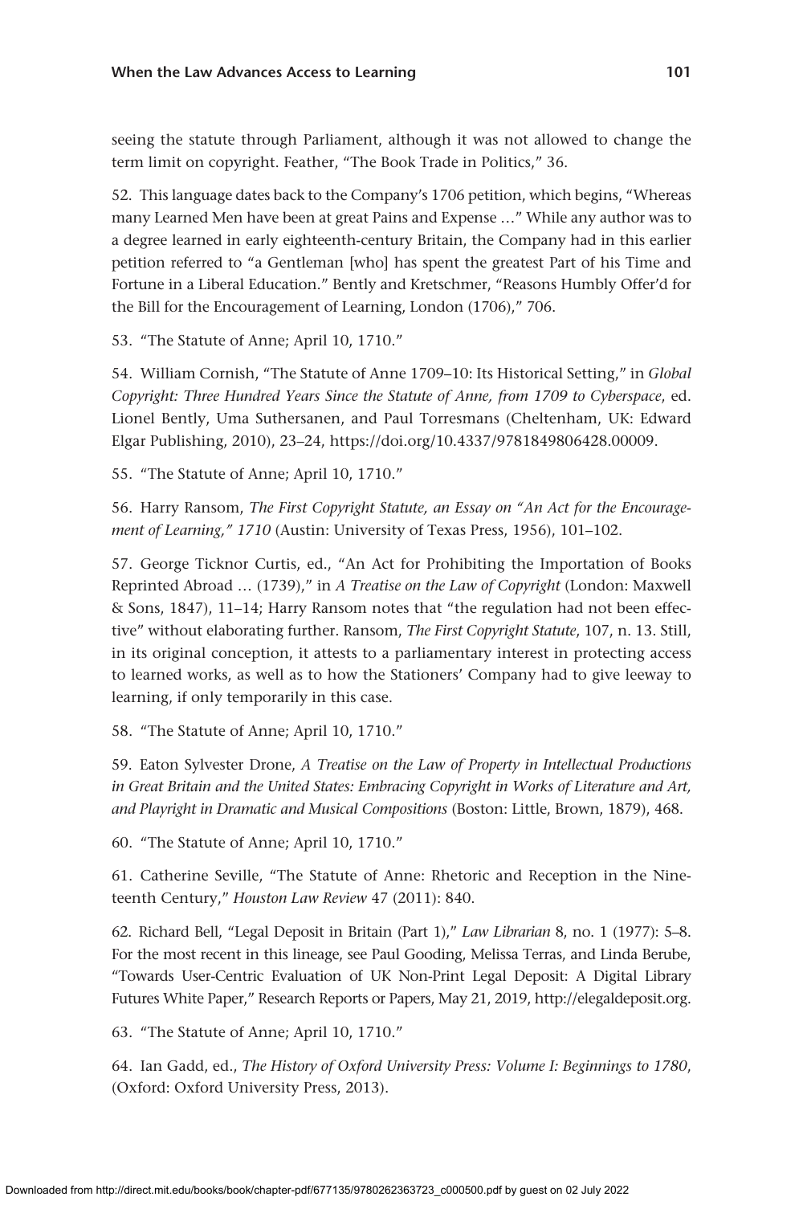seeing the statute through Parliament, although it was not allowed to change the term limit on copyright. Feather, "The Book Trade in Politics," 36.

52. This language dates back to the Company's 1706 petition, which begins, "Whereas many Learned Men have been at great Pains and Expense …" While any author was to a degree learned in early eighteenth-century Britain, the Company had in this earlier petition referred to "a Gentleman [who] has spent the greatest Part of his Time and Fortune in a Liberal Education." Bently and Kretschmer, "Reasons Humbly Offer'd for the Bill for the Encouragement of Learning, London (1706)," 706.

53. "The Statute of Anne; April 10, 1710."

54. William Cornish, "The Statute of Anne 1709–10: Its Historical Setting," in *Global Copyright: Three Hundred Years Since the Statute of Anne, from 1709 to Cyberspace*, ed. Lionel Bently, Uma Suthersanen, and Paul Torresmans (Cheltenham, UK: Edward Elgar Publishing, 2010), 23–24, https://doi.org/10.4337/9781849806428.00009.

55. "The Statute of Anne; April 10, 1710."

56. Harry Ransom, *The First Copyright Statute, an Essay on "An Act for the Encouragement of Learning," 1710* (Austin: University of Texas Press, 1956), 101–102.

57. George Ticknor Curtis, ed., "An Act for Prohibiting the Importation of Books Reprinted Abroad … (1739)," in *A Treatise on the Law of Copyright* (London: Maxwell & Sons, 1847), 11–14; Harry Ransom notes that "the regulation had not been effective" without elaborating further. Ransom, *The First Copyright Statute*, 107, n. 13. Still, in its original conception, it attests to a parliamentary interest in protecting access to learned works, as well as to how the Stationers' Company had to give leeway to learning, if only temporarily in this case.

58. "The Statute of Anne; April 10, 1710."

59. Eaton Sylvester Drone, *A Treatise on the Law of Property in Intellectual Productions in Great Britain and the United States: Embracing Copyright in Works of Literature and Art, and Playright in Dramatic and Musical Compositions* (Boston: Little, Brown, 1879), 468.

60. "The Statute of Anne; April 10, 1710."

61. Catherine Seville, "The Statute of Anne: Rhetoric and Reception in the Nineteenth Century," *Houston Law Review* 47 (2011): 840.

62. Richard Bell, "Legal Deposit in Britain (Part 1)," *Law Librarian* 8, no. 1 (1977): 5–8. For the most recent in this lineage, see Paul Gooding, Melissa Terras, and Linda Berube, "Towards User-Centric Evaluation of UK Non-Print Legal Deposit: A Digital Library Futures White Paper," Research Reports or Papers, May 21, 2019, http://elegaldeposit.org.

63. "The Statute of Anne; April 10, 1710."

64. Ian Gadd, ed., *The History of Oxford University Press: Volume I: Beginnings to 1780*, (Oxford: Oxford University Press, 2013).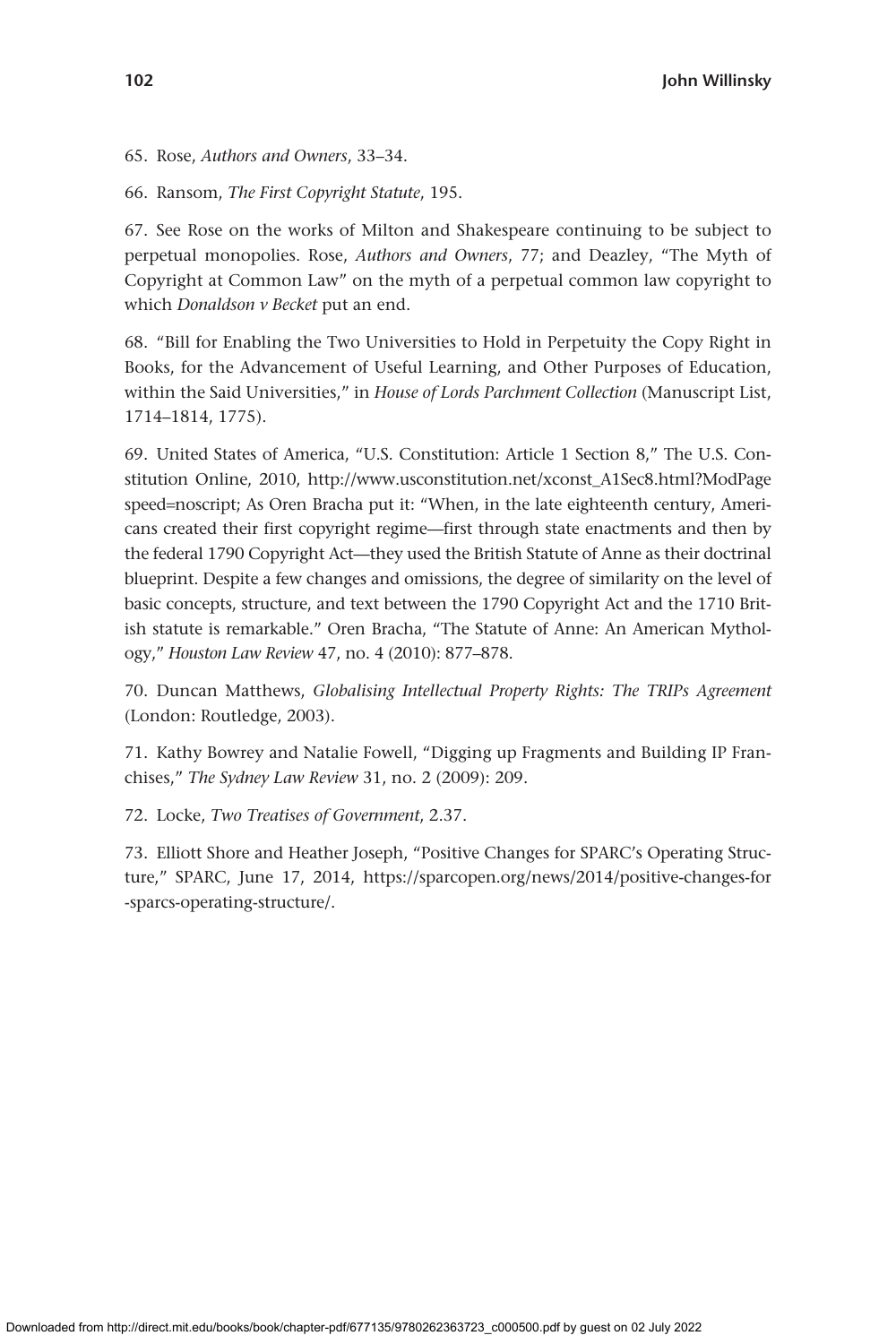65. Rose, *Authors and Owners*, 33–34.

66. Ransom, *The First Copyright Statute*, 195.

67. See Rose on the works of Milton and Shakespeare continuing to be subject to perpetual monopolies. Rose, *Authors and Owners*, 77; and Deazley, "The Myth of Copyright at Common Law" on the myth of a perpetual common law copyright to which *Donaldson v Becket* put an end.

68. "Bill for Enabling the Two Universities to Hold in Perpetuity the Copy Right in Books, for the Advancement of Useful Learning, and Other Purposes of Education, within the Said Universities," in *House of Lords Parchment Collection* (Manuscript List, 1714–1814, 1775).

69. United States of America, "U.S. Constitution: Article 1 Section 8," The U.S. Constitution Online, 2010, http://www.usconstitution.net/xconst_A1Sec8.html?ModPagespeed=noscript; As Oren Bracha put it: "When, in the late eighteenth century, Americans created their first copyright regime—first through state enactments and then by the federal 1790 Copyright Act—they used the British Statute of Anne as their doctrinal blueprint. Despite a few changes and omissions, the degree of similarity on the level of basic concepts, structure, and text between the 1790 Copyright Act and the 1710 British statute is remarkable." Oren Bracha, "The Statute of Anne: An American Mythology," *Houston Law Review* 47, no. 4 (2010): 877–878.

70. Duncan Matthews, *Globalising Intellectual Property Rights: The TRIPs Agreement* (London: Routledge, 2003).

71. Kathy Bowrey and Natalie Fowell, "Digging up Fragments and Building IP Franchises," *The Sydney Law Review* 31, no. 2 (2009): 209.

72. Locke, *Two Treatises of Government*, 2.37.

73. Elliott Shore and Heather Joseph, "Positive Changes for SPARC's Operating Structure," SPARC, June 17, 2014, https://sparcopen.org/news/2014/positive-changes-for-sparcs-operating-structure/.